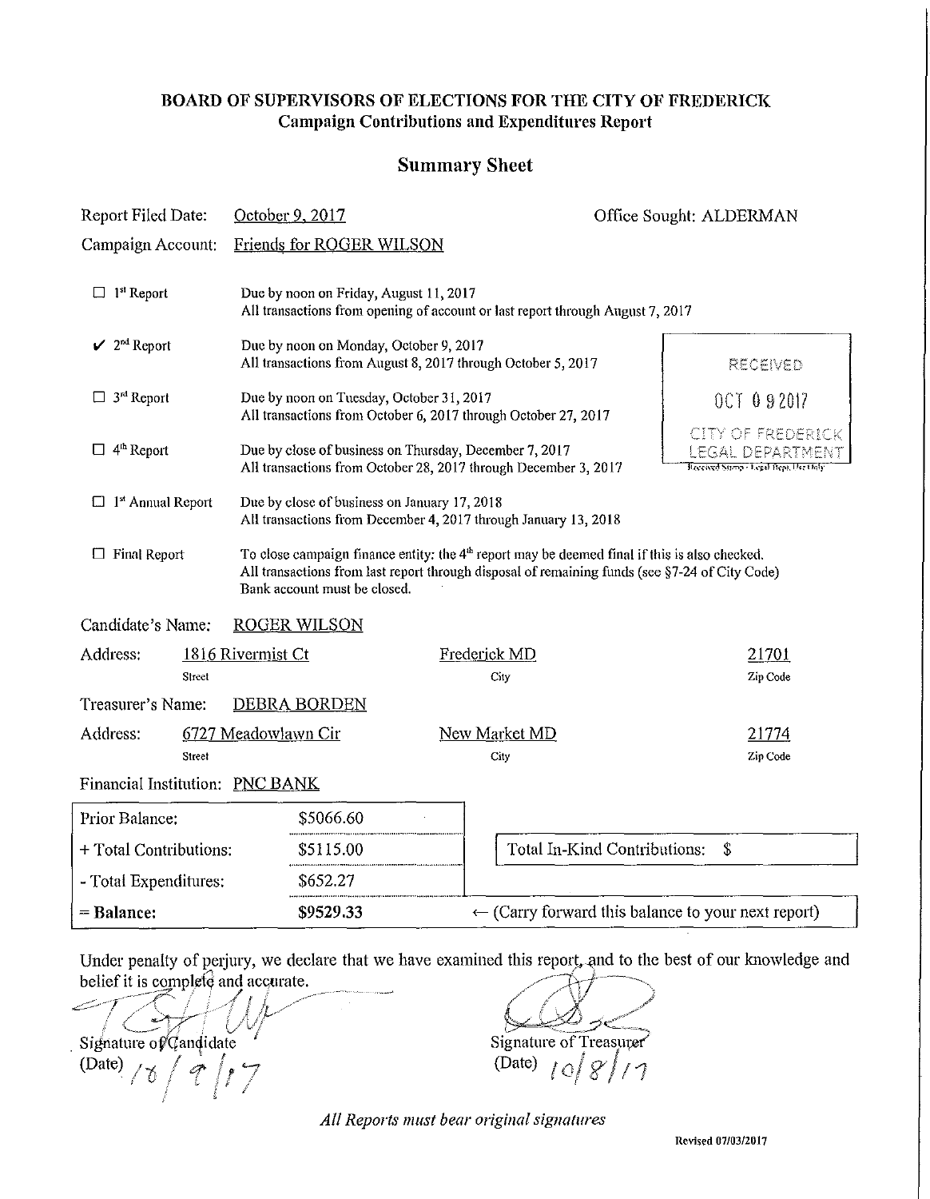# BOARD OF SUPERVISORS OF ELECTIONS FOR THE CITY OF FREDERICK
## Campaign Contributions and Expenditures Report

## Summary Sheet

Report Filed Date: October 9, 2017 — Office Sought: ALDERMAN

Campaign Account: Friends for ROGER WILSON

- ☐ 1st Report — Due by noon on Friday, August 11, 2017. All transactions from opening of account or last report through August 7, 2017
- ✔ 2nd Report — Due by noon on Monday, October 9, 2017. All transactions from August 8, 2017 through October 5, 2017
- ☐ 3rd Report — Due by noon on Tuesday, October 31, 2017. All transactions from October 6, 2017 through October 27, 2017
- ☐ 4th Report — Due by close of business on Thursday, December 7, 2017. All transactions from October 28, 2017 through December 3, 2017
- ☐ 1st Annual Report — Due by close of business on January 17, 2018. All transactions from December 4, 2017 through January 13, 2018
- ☐ Final Report — To close campaign finance entity: the 4th report may be deemed final if this is also checked. All transactions from last report through disposal of remaining funds (see §7-24 of City Code). Bank account must be closed.

RECEIVED
OCT 09 2017
CITY OF FREDERICK LEGAL DEPARTMENT
Received Stamp - Legal Dept. Use Only

Candidate's Name: ROGER WILSON

| Address: | 1816 Rivermist Ct | Frederick MD | 21701 |
|---|---|---|---|
| | Street | City | Zip Code |

Treasurer's Name: DEBRA BORDEN

| Address: | 6727 Meadowlawn Cir | New Market MD | 21774 |
|---|---|---|---|
| | Street | City | Zip Code |

Financial Institution: PNC BANK

| | | |
|---|---|---|
| Prior Balance: | $5066.60 | |
| + Total Contributions: | $5115.00 | Total In-Kind Contributions: $ |
| - Total Expenditures: | $652.27 | |
| **= Balance:** | **$9529.33** | ← (Carry forward this balance to your next report) |

Under penalty of perjury, we declare that we have examined this report, and to the best of our knowledge and belief it is complete and accurate.

Signature of Candidate
(Date) 10/9/17

Signature of Treasurer
(Date) 10/8/17

*All Reports must bear original signatures*

Revised 07/03/2017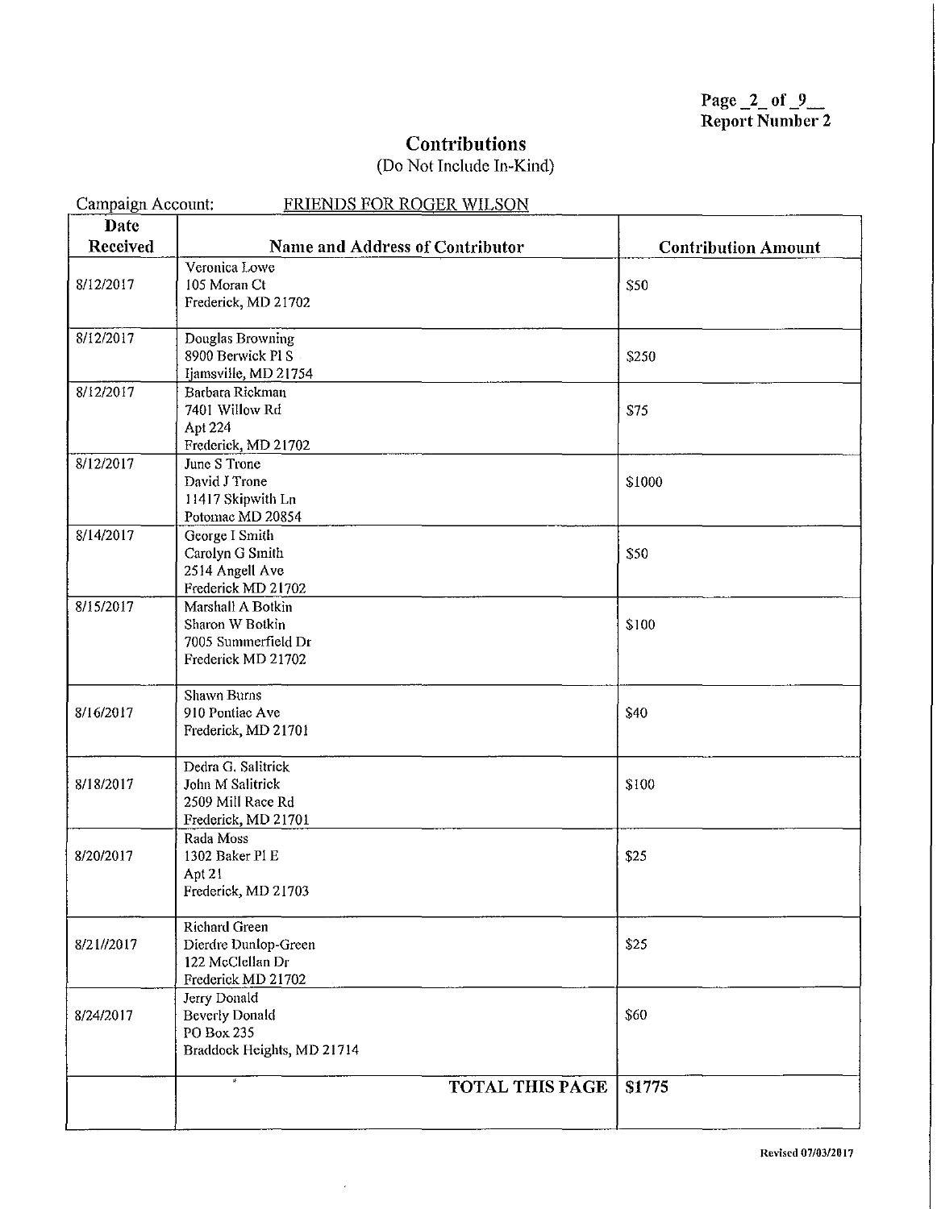## Contributions

(Do Not Include In-Kind)

Campaign Account: FRIENDS FOR ROGER WILSON

| Date Received | Name and Address of Contributor | Contribution Amount |
|---|---|---|
| 8/12/2017 | Veronica Lowe<br>105 Moran Ct<br>Frederick, MD 21702 | $50 |
| 8/12/2017 | Douglas Browning<br>8900 Berwick Pl S<br>Ijamsville, MD 21754 | $250 |
| 8/12/2017 | Barbara Rickman<br>7401 Willow Rd<br>Apt 224<br>Frederick, MD 21702 | $75 |
| 8/12/2017 | June S Trone<br>David J Trone<br>11417 Skipwith Ln<br>Potomac MD 20854 | $1000 |
| 8/14/2017 | George I Smith<br>Carolyn G Smith<br>2514 Angell Ave<br>Frederick MD 21702 | $50 |
| 8/15/2017 | Marshall A Botkin<br>Sharon W Botkin<br>7005 Summerfield Dr<br>Frederick MD 21702 | $100 |
| 8/16/2017 | Shawn Burns<br>910 Pontiac Ave<br>Frederick, MD 21701 | $40 |
| 8/18/2017 | Dedra G. Salitrick<br>John M Salitrick<br>2509 Mill Race Rd<br>Frederick, MD 21701 | $100 |
| 8/20/2017 | Rada Moss<br>1302 Baker Pl E<br>Apt 21<br>Frederick, MD 21703 | $25 |
| 8/21//2017 | Richard Green<br>Dierdre Dunlop-Green<br>122 McClellan Dr<br>Frederick MD 21702 | $25 |
| 8/24/2017 | Jerry Donald<br>Beverly Donald<br>PO Box 235<br>Braddock Heights, MD 21714 | $60 |
| | **TOTAL THIS PAGE** | **$1775** |

Revised 07/03/2017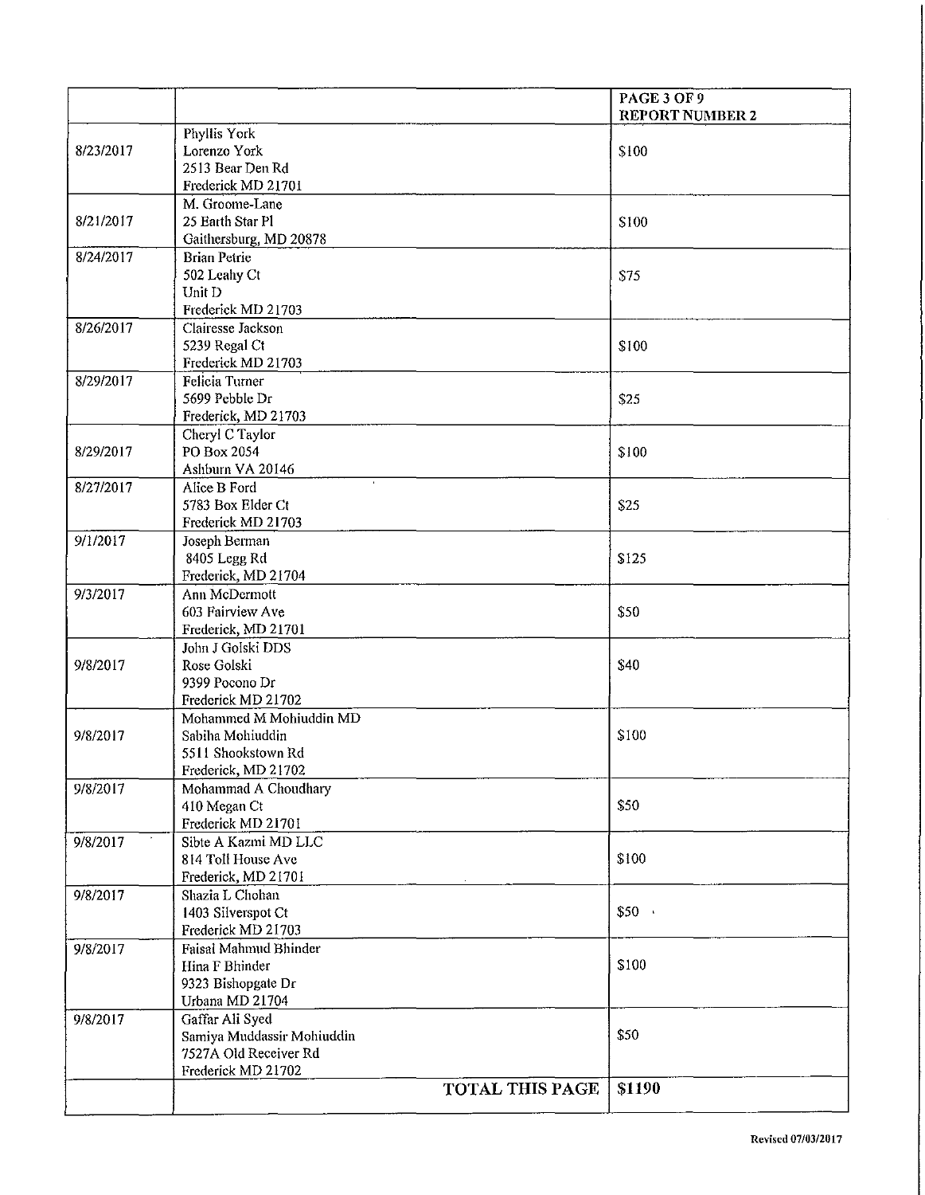| | | PAGE 3 OF 9<br>REPORT NUMBER 2 |
|---|---|---|
| 8/23/2017 | Phyllis York<br>Lorenzo York<br>2513 Bear Den Rd<br>Frederick MD 21701 | $100 |
| 8/21/2017 | M. Groome-Lane<br>25 Earth Star Pl<br>Gaithersburg, MD 20878 | $100 |
| 8/24/2017 | Brian Petrie<br>502 Leahy Ct<br>Unit D<br>Frederick MD 21703 | $75 |
| 8/26/2017 | Clairesse Jackson<br>5239 Regal Ct<br>Frederick MD 21703 | $100 |
| 8/29/2017 | Felicia Turner<br>5699 Pebble Dr<br>Frederick, MD 21703 | $25 |
| 8/29/2017 | Cheryl C Taylor<br>PO Box 2054<br>Ashburn VA 20146 | $100 |
| 8/27/2017 | Alice B Ford<br>5783 Box Elder Ct<br>Frederick MD 21703 | $25 |
| 9/1/2017 | Joseph Berman<br>8405 Legg Rd<br>Frederick, MD 21704 | $125 |
| 9/3/2017 | Ann McDermott<br>603 Fairview Ave<br>Frederick, MD 21701 | $50 |
| 9/8/2017 | John J Golski DDS<br>Rose Golski<br>9399 Pocono Dr<br>Frederick MD 21702 | $40 |
| 9/8/2017 | Mohammed M Mohiuddin MD<br>Sabiha Mohiuddin<br>5511 Shookstown Rd<br>Frederick, MD 21702 | $100 |
| 9/8/2017 | Mohammad A Choudhary<br>410 Megan Ct<br>Frederick MD 21701 | $50 |
| 9/8/2017 | Sibte A Kazmi MD LLC<br>814 Toll House Ave<br>Frederick, MD 21701 | $100 |
| 9/8/2017 | Shazia L Chohan<br>1403 Silverspot Ct<br>Frederick MD 21703 | $50 |
| 9/8/2017 | Faisal Mahmud Bhinder<br>Hina F Bhinder<br>9323 Bishopgate Dr<br>Urbana MD 21704 | $100 |
| 9/8/2017 | Gaffar Ali Syed<br>Samiya Muddassir Mohiuddin<br>7527A Old Receiver Rd<br>Frederick MD 21702 | $50 |
| | **TOTAL THIS PAGE** | **$1190** |

Revised 07/03/2017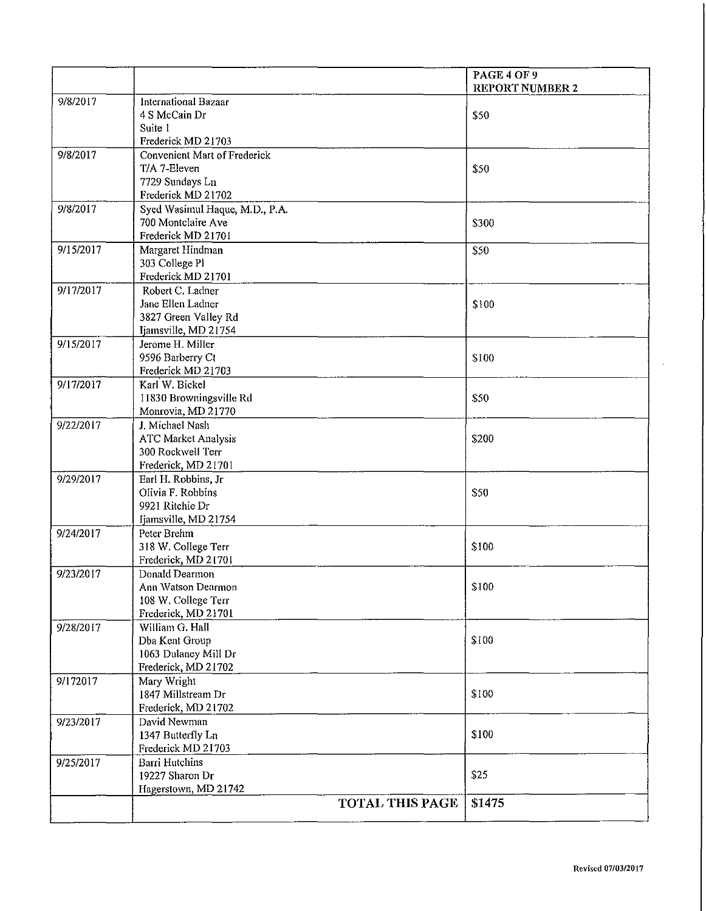| | | PAGE 4 OF 9 REPORT NUMBER 2 |
|---|---|---|
| 9/8/2017 | International Bazaar<br>4 S McCain Dr<br>Suite I<br>Frederick MD 21703 | $50 |
| 9/8/2017 | Convenient Mart of Frederick<br>T/A 7-Eleven<br>7729 Sundays Ln<br>Frederick MD 21702 | $50 |
| 9/8/2017 | Syed Wasimul Haque, M.D., P.A.<br>700 Montclaire Ave<br>Frederick MD 21701 | $300 |
| 9/15/2017 | Margaret Hindman<br>303 College Pl<br>Frederick MD 21701 | $50 |
| 9/17/2017 | Robert C. Ladner<br>Jane Ellen Ladner<br>3827 Green Valley Rd<br>Ijamsville, MD 21754 | $100 |
| 9/15/2017 | Jerome H. Miller<br>9596 Barberry Ct<br>Frederick MD 21703 | $100 |
| 9/17/2017 | Karl W. Bickel<br>11830 Browningsville Rd<br>Monrovia, MD 21770 | $50 |
| 9/22/2017 | J. Michael Nash<br>ATC Market Analysis<br>300 Rockwell Terr<br>Frederick, MD 21701 | $200 |
| 9/29/2017 | Earl H. Robbins, Jr<br>Olivia F. Robbins<br>9921 Ritchie Dr<br>Ijamsville, MD 21754 | $50 |
| 9/24/2017 | Peter Brehm<br>318 W. College Terr<br>Frederick, MD 21701 | $100 |
| 9/23/2017 | Donald Dearmon<br>Ann Watson Dearmon<br>108 W. College Terr<br>Frederick, MD 21701 | $100 |
| 9/28/2017 | William G. Hall<br>Dba Kent Group<br>1063 Dulaney Mill Dr<br>Frederick, MD 21702 | $100 |
| 9/172017 | Mary Wright<br>1847 Millstream Dr<br>Frederick, MD 21702 | $100 |
| 9/23/2017 | David Newman<br>1347 Butterfly Ln<br>Frederick MD 21703 | $100 |
| 9/25/2017 | Barri Hutchins<br>19227 Sharon Dr<br>Hagerstown, MD 21742 | $25 |
| | **TOTAL THIS PAGE** | $1475 |

Revised 07/03/2017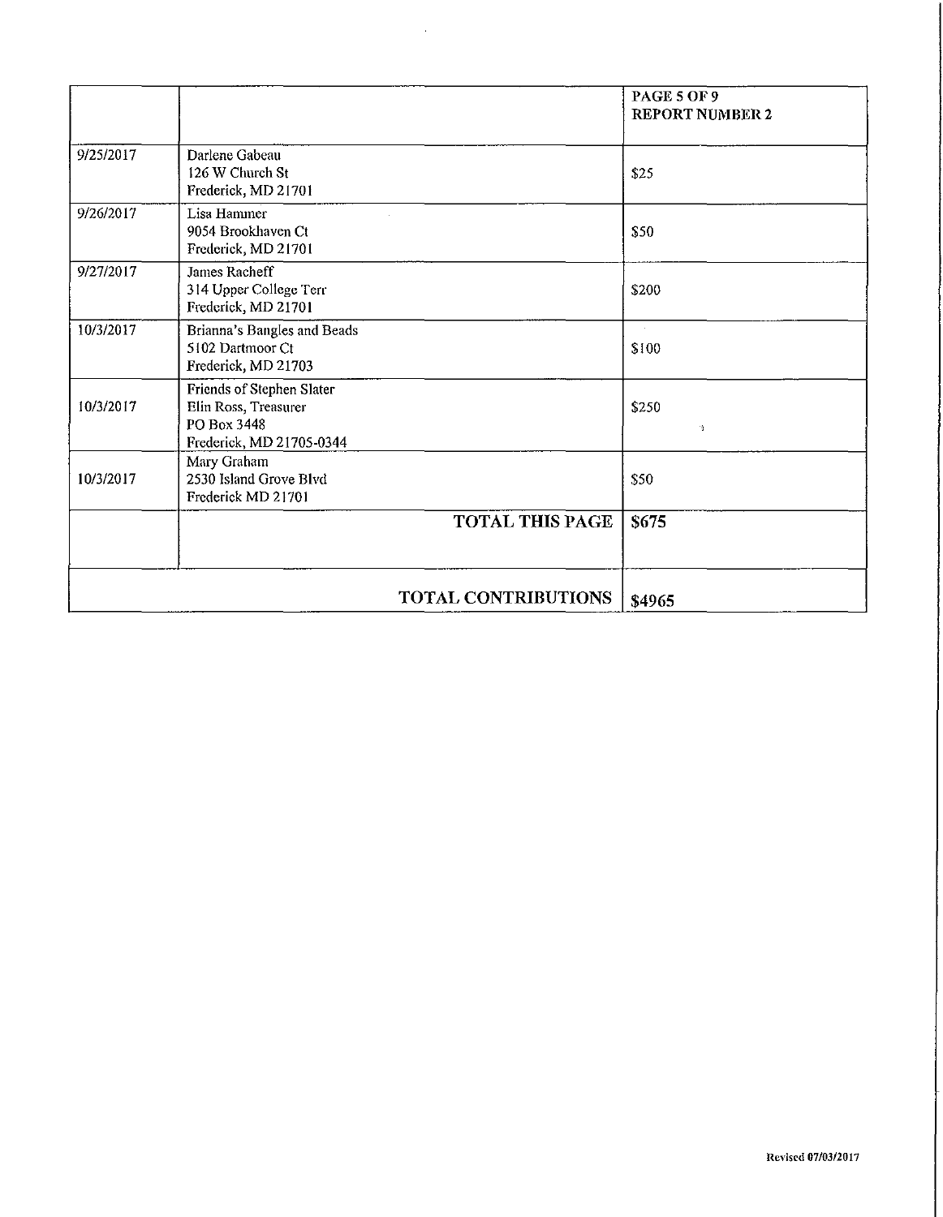| | | PAGE 5 OF 9<br>REPORT NUMBER 2 |
|---|---|---|
| 9/25/2017 | Darlene Gabeau<br>126 W Church St<br>Frederick, MD 21701 | $25 |
| 9/26/2017 | Lisa Hammer<br>9054 Brookhaven Ct<br>Frederick, MD 21701 | $50 |
| 9/27/2017 | James Racheff<br>314 Upper College Terr<br>Frederick, MD 21701 | $200 |
| 10/3/2017 | Brianna's Bangles and Beads<br>5102 Dartmoor Ct<br>Frederick, MD 21703 | $100 |
| 10/3/2017 | Friends of Stephen Slater<br>Elin Ross, Treasurer<br>PO Box 3448<br>Frederick, MD 21705-0344 | $250 |
| 10/3/2017 | Mary Graham<br>2530 Island Grove Blvd<br>Frederick MD 21701 | $50 |
| | **TOTAL THIS PAGE** | **$675** |
| | **TOTAL CONTRIBUTIONS** | **$4965** |

Revised 07/03/2017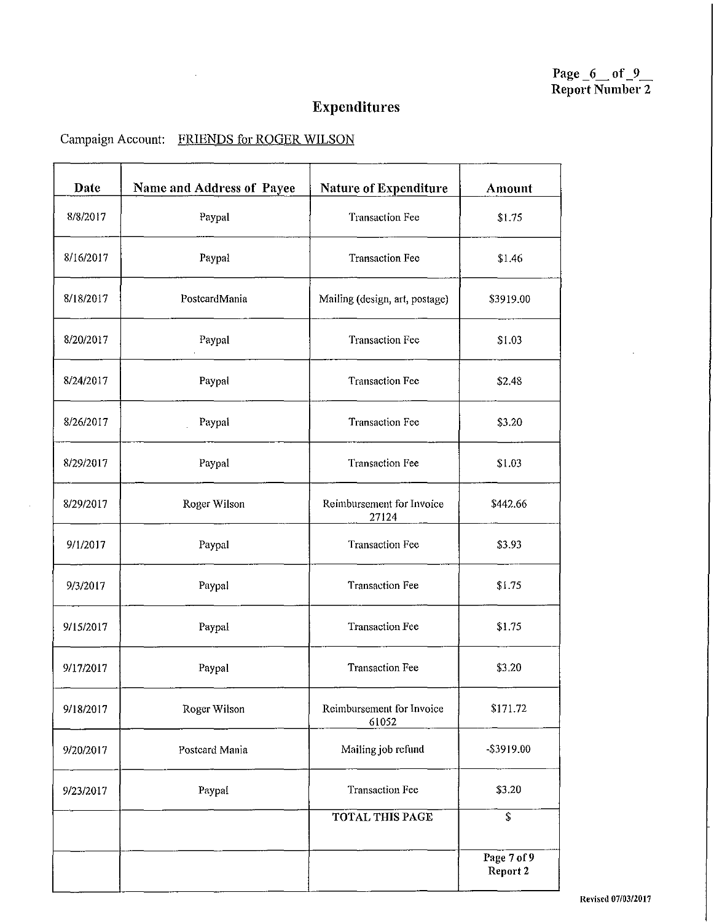# Expenditures

Campaign Account: FRIENDS for ROGER WILSON

| Date | Name and Address of Payee | Nature of Expenditure | Amount |
|---|---|---|---|
| 8/8/2017 | Paypal | Transaction Fee | $1.75 |
| 8/16/2017 | Paypal | Transaction Fee | $1.46 |
| 8/18/2017 | PostcardMania | Mailing (design, art, postage) | $3919.00 |
| 8/20/2017 | Paypal | Transaction Fee | $1.03 |
| 8/24/2017 | Paypal | Transaction Fee | $2.48 |
| 8/26/2017 | Paypal | Transaction Fee | $3.20 |
| 8/29/2017 | Paypal | Transaction Fee | $1.03 |
| 8/29/2017 | Roger Wilson | Reimbursement for Invoice 27124 | $442.66 |
| 9/1/2017 | Paypal | Transaction Fee | $3.93 |
| 9/3/2017 | Paypal | Transaction Fee | $1.75 |
| 9/15/2017 | Paypal | Transaction Fee | $1.75 |
| 9/17/2017 | Paypal | Transaction Fee | $3.20 |
| 9/18/2017 | Roger Wilson | Reimbursement for Invoice 61052 | $171.72 |
| 9/20/2017 | Postcard Mania | Mailing job refund | -$3919.00 |
| 9/23/2017 | Paypal | Transaction Fee | $3.20 |
| | | TOTAL THIS PAGE | $ |
| | | | Page 7 of 9 Report 2 |

Revised 07/03/2017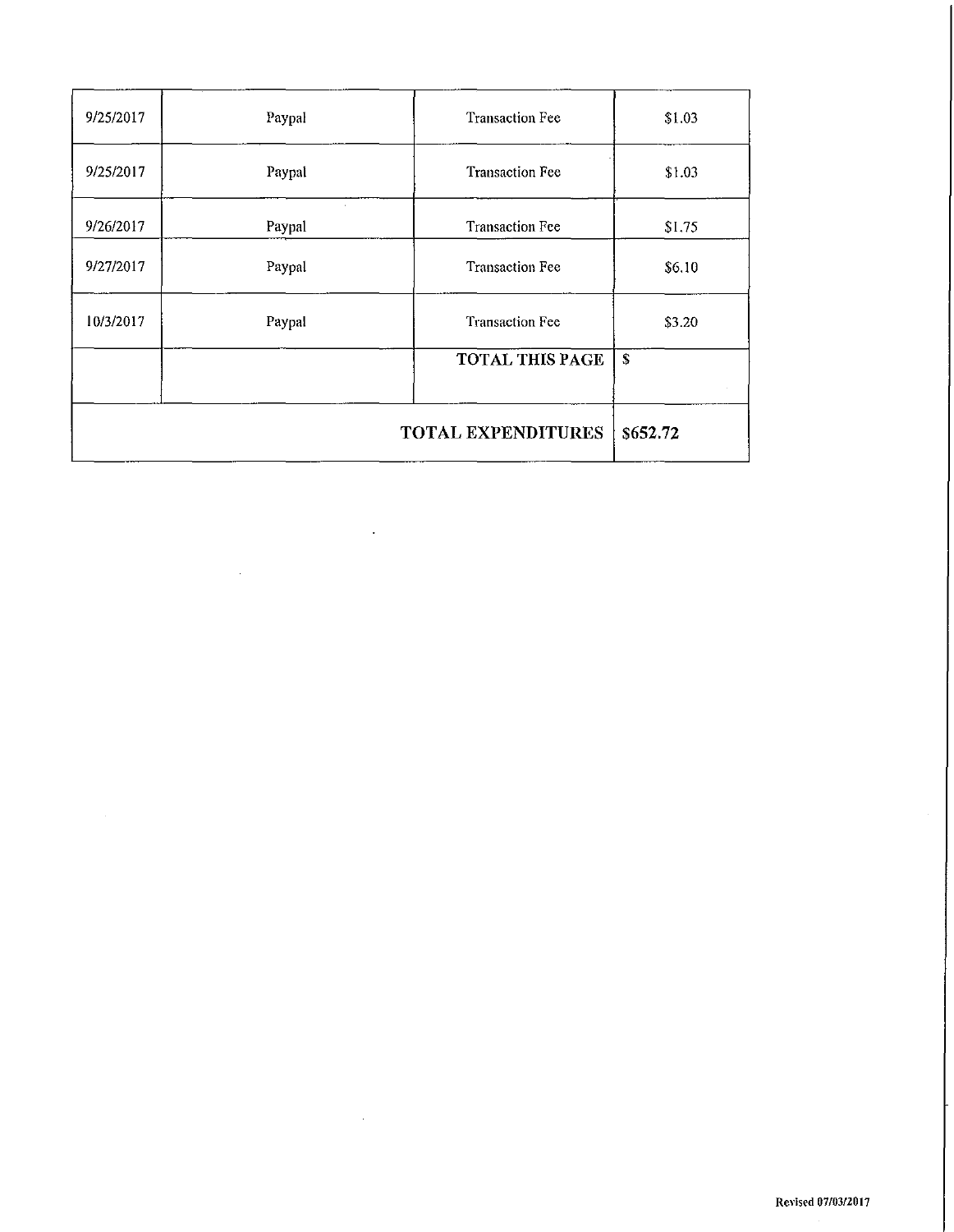| | | | |
|---|---|---|---|
| 9/25/2017 | Paypal | Transaction Fee | $1.03 |
| 9/25/2017 | Paypal | Transaction Fee | $1.03 |
| 9/26/2017 | Paypal | Transaction Fee | $1.75 |
| 9/27/2017 | Paypal | Transaction Fee | $6.10 |
| 10/3/2017 | Paypal | Transaction Fee | $3.20 |
| | | **TOTAL THIS PAGE** | **$** |
| | | **TOTAL EXPENDITURES** | **$652.72** |

Revised 07/03/2017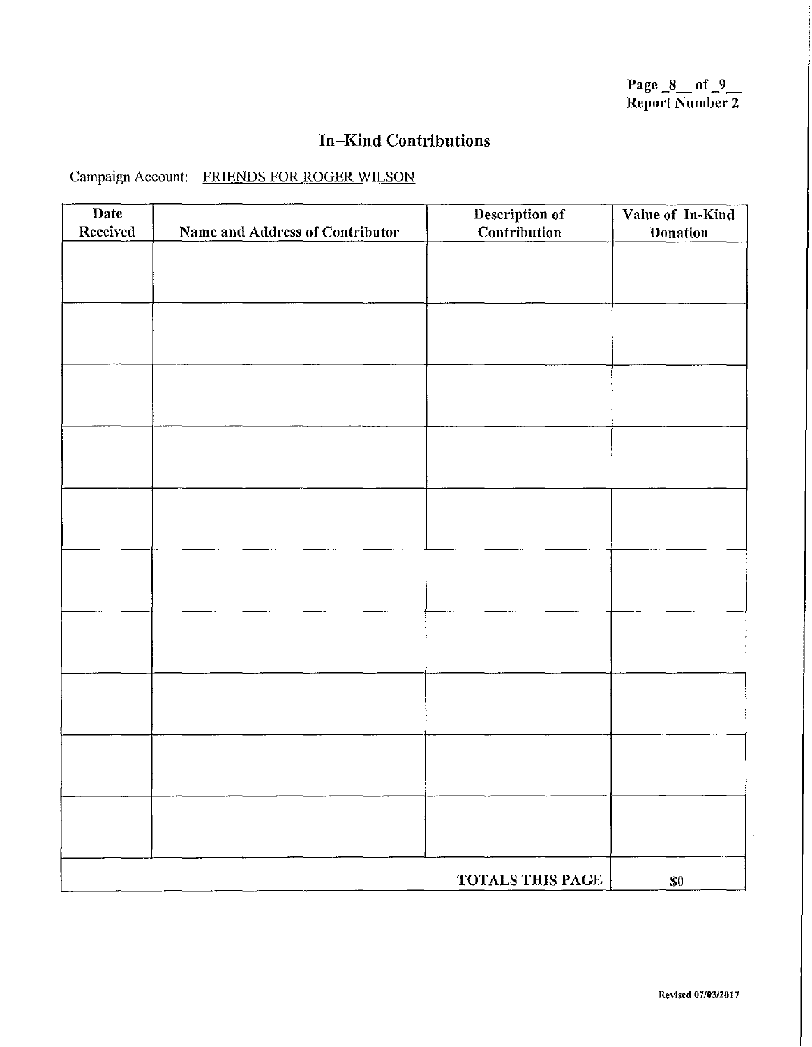Page _8__ of _9__
Report Number 2

# In–Kind Contributions

Campaign Account: FRIENDS FOR ROGER WILSON

| Date Received | Name and Address of Contributor | Description of Contribution | Value of In-Kind Donation |
|---|---|---|---|
| | | | |
| | | | |
| | | | |
| | | | |
| | | | |
| | | | |
| | | | |
| | | | |
| | | | |
| | | | |
| | | TOTALS THIS PAGE | $0 |

Revised 07/03/2017